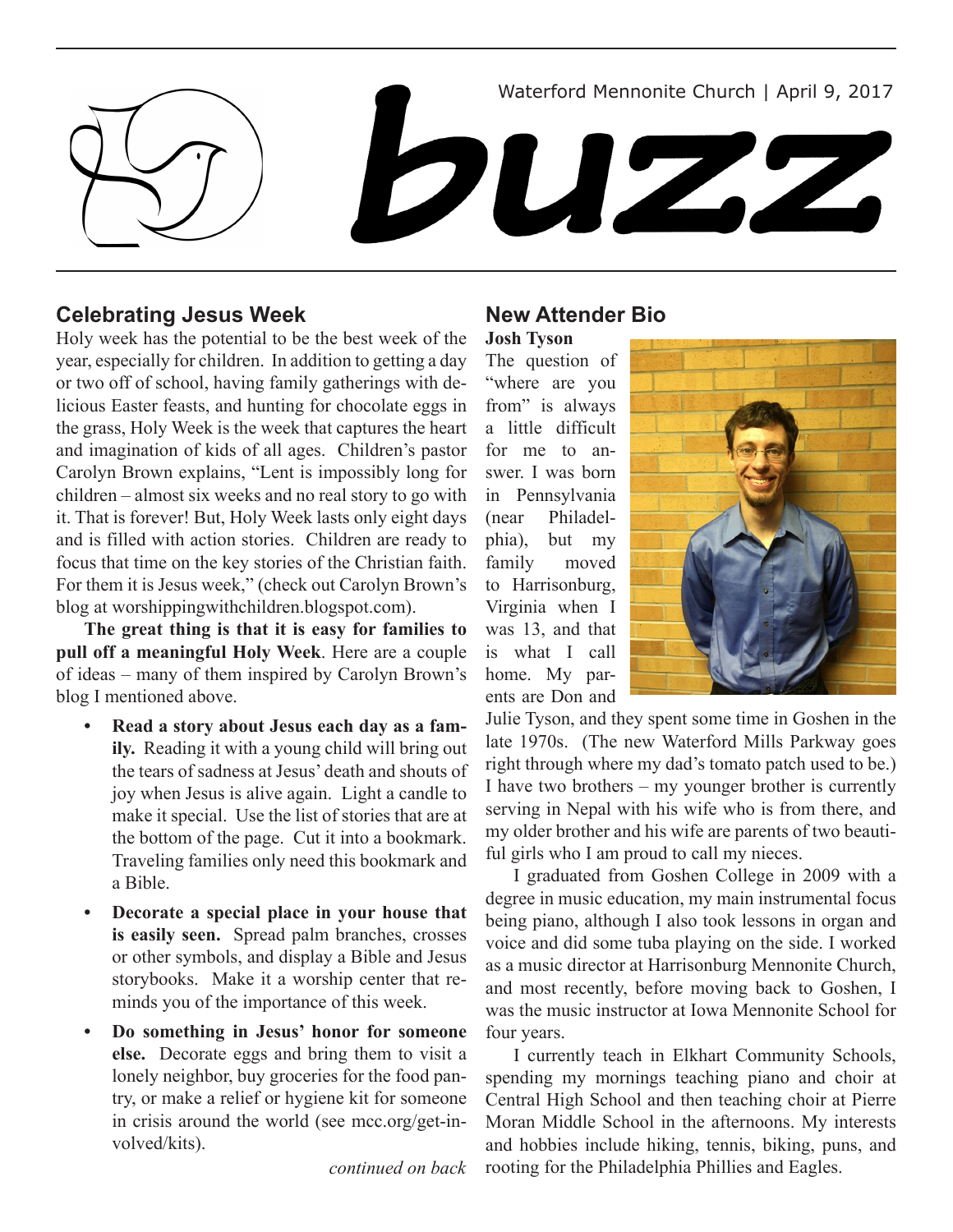Waterford Mennonite Church | April 9, 2017

# buzz

## Celebrating Jesus Week

Holy week has the potential to be the best week of the year, especially for children. In addition to getting a day or two off of school, having family gatherings with delicious Easter feasts, and hunting for chocolate eggs in the grass, Holy Week is the week that captures the heart and imagination of kids of all ages. Children's pastor Carolyn Brown explains, "Lent is impossibly long for children – almost six weeks and no real story to go with it. That is forever! But, Holy Week lasts only eight days and is filled with action stories. Children are ready to focus that time on the key stories of the Christian faith. For them it is Jesus week," (check out Carolyn Brown's blog at worshippingwithchildren.blogspot.com).

**The great thing is that it is easy for families to pull off a meaningful Holy Week**. Here are a couple of ideas – many of them inspired by Carolyn Brown's blog I mentioned above.

- **Read a story about Jesus each day as a family.** Reading it with a young child will bring out the tears of sadness at Jesus' death and shouts of joy when Jesus is alive again. Light a candle to make it special. Use the list of stories that are at the bottom of the page. Cut it into a bookmark. Traveling families only need this bookmark and a Bible.
- **Decorate a special place in your house that is easily seen.** Spread palm branches, crosses or other symbols, and display a Bible and Jesus storybooks. Make it a worship center that reminds you of the importance of this week.
- **Do something in Jesus' honor for someone else.** Decorate eggs and bring them to visit a lonely neighbor, buy groceries for the food pantry, or make a relief or hygiene kit for someone in crisis around the world (see mcc.org/get-involved/kits).

*continued on back*

## New Attender Bio

**Josh Tyson**

The question of "where are you from" is always a little difficult for me to answer. I was born in Pennsylvania (near Philadelphia), but my family moved to Harrisonburg, Virginia when I was 13, and that is what I call home. My parents are Don and Julie Tyson, and they spent some time in Goshen in the late 1970s. (The new Waterford Mills Parkway goes right through where my dad's tomato patch used to be.) I have two brothers – my younger brother is currently serving in Nepal with his wife who is from there, and my older brother and his wife are parents of two beautiful girls who I am proud to call my nieces.

I graduated from Goshen College in 2009 with a degree in music education, my main instrumental focus being piano, although I also took lessons in organ and voice and did some tuba playing on the side. I worked as a music director at Harrisonburg Mennonite Church, and most recently, before moving back to Goshen, I was the music instructor at Iowa Mennonite School for four years.

I currently teach in Elkhart Community Schools, spending my mornings teaching piano and choir at Central High School and then teaching choir at Pierre Moran Middle School in the afternoons. My interests and hobbies include hiking, tennis, biking, puns, and rooting for the Philadelphia Phillies and Eagles.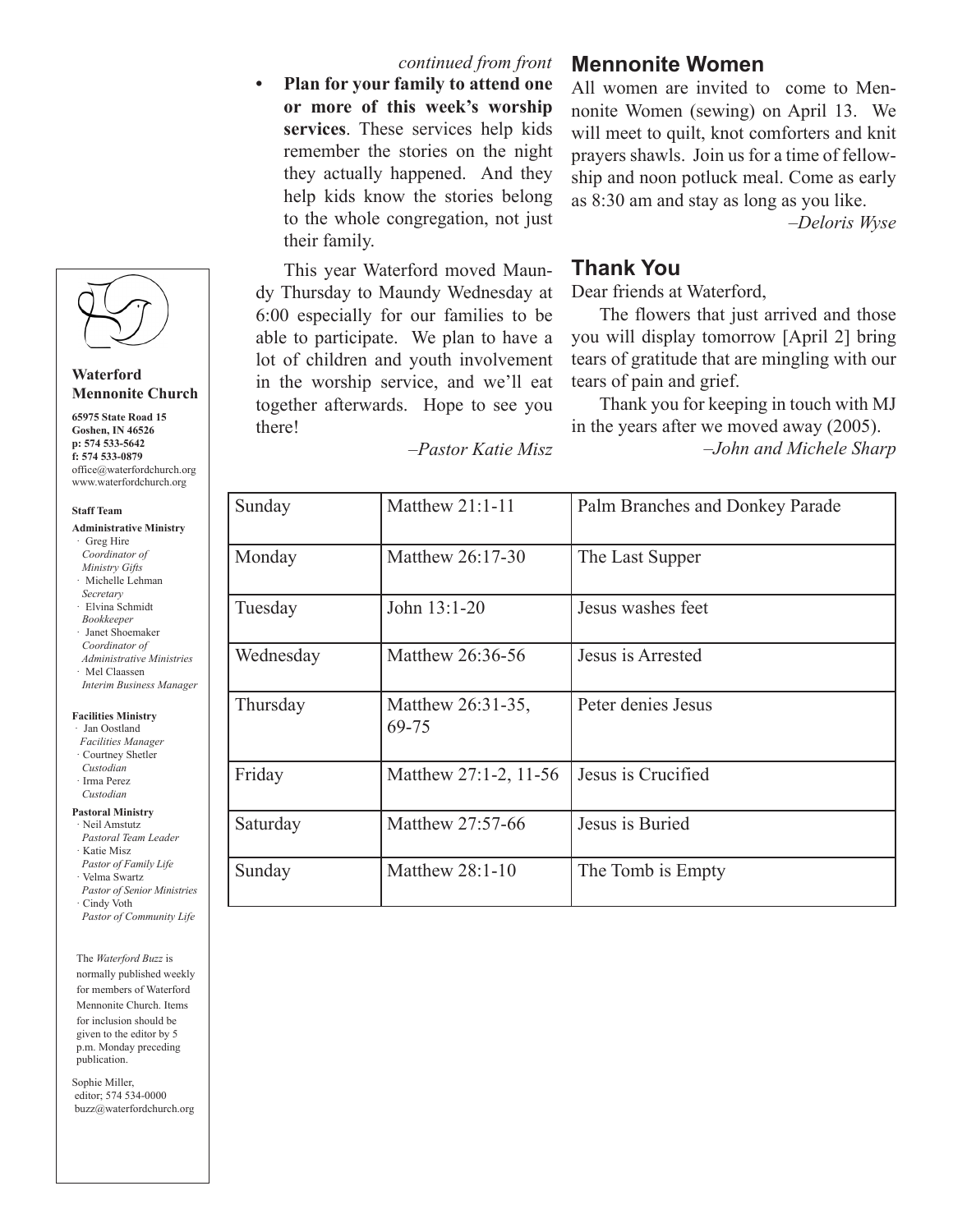*continued from front*

- **Plan for your family to attend one or more of this week's worship services**. These services help kids remember the stories on the night they actually happened. And they help kids know the stories belong to the whole congregation, not just their family.

This year Waterford moved Maundy Thursday to Maundy Wednesday at 6:00 especially for our families to be able to participate. We plan to have a lot of children and youth involvement in the worship service, and we'll eat together afterwards. Hope to see you there!

*–Pastor Katie Misz*

## Mennonite Women

All women are invited to come to Mennonite Women (sewing) on April 13. We will meet to quilt, knot comforters and knit prayers shawls. Join us for a time of fellowship and noon potluck meal. Come as early as 8:30 am and stay as long as you like.

*–Deloris Wyse*

## Thank You

Dear friends at Waterford,

The flowers that just arrived and those you will display tomorrow [April 2] bring tears of gratitude that are mingling with our tears of pain and grief.

Thank you for keeping in touch with MJ in the years after we moved away (2005).

*–John and Michele Sharp*

| | | |
|---|---|---|
| Sunday | Matthew 21:1-11 | Palm Branches and Donkey Parade |
| Monday | Matthew 26:17-30 | The Last Supper |
| Tuesday | John 13:1-20 | Jesus washes feet |
| Wednesday | Matthew 26:36-56 | Jesus is Arrested |
| Thursday | Matthew 26:31-35, 69-75 | Peter denies Jesus |
| Friday | Matthew 27:1-2, 11-56 | Jesus is Crucified |
| Saturday | Matthew 27:57-66 | Jesus is Buried |
| Sunday | Matthew 28:1-10 | The Tomb is Empty |

**Waterford Mennonite Church**

**65975 State Road 15**
**Goshen, IN 46526**
**p: 574 533-5642**
**f: 574 533-0879**
office@waterfordchurch.org
www.waterfordchurch.org

**Staff Team**

**Administrative Ministry**
- Greg Hire *Coordinator of Ministry Gifts*
- Michelle Lehman *Secretary*
- Elvina Schmidt *Bookkeeper*
- Janet Shoemaker *Coordinator of Administrative Ministries*
- Mel Claassen *Interim Business Manager*

**Facilities Ministry**
- Jan Oostland *Facilities Manager*
- Courtney Shetler *Custodian*
- Irma Perez *Custodian*

**Pastoral Ministry**
- Neil Amstutz *Pastoral Team Leader*
- Katie Misz *Pastor of Family Life*
- Velma Swartz *Pastor of Senior Ministries*
- Cindy Voth *Pastor of Community Life*

The *Waterford Buzz* is normally published weekly for members of Waterford Mennonite Church. Items for inclusion should be given to the editor by 5 p.m. Monday preceding publication.

Sophie Miller, editor; 574 534-0000
buzz@waterfordchurch.org